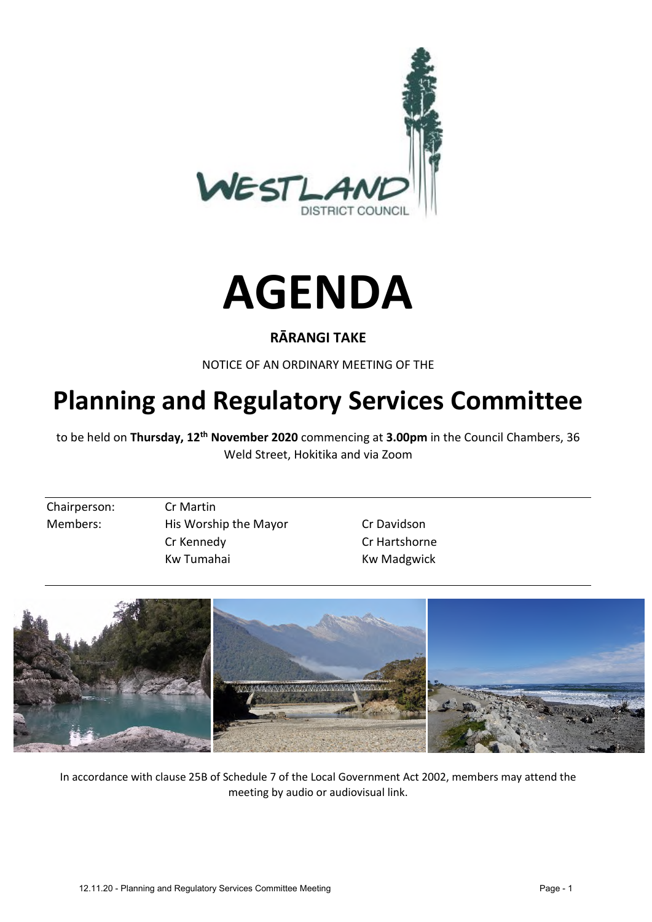# AGENDA

**RĀRANGI TAKE**

NOTICE OF AN ORDINARY MEETING OF THE

# Planning and Regulatory Services Committee

to be held on **Thursday, 12th November 2020** commencing at **3.00pm** in the Council Chambers, 36 Weld Street, Hokitika and via Zoom

| | | |
|---|---|---|
| Chairperson: | Cr Martin | |
| Members: | His Worship the Mayor | Cr Davidson |
| | Cr Kennedy | Cr Hartshorne |
| | Kw Tumahai | Kw Madgwick |

In accordance with clause 25B of Schedule 7 of the Local Government Act 2002, members may attend the meeting by audio or audiovisual link.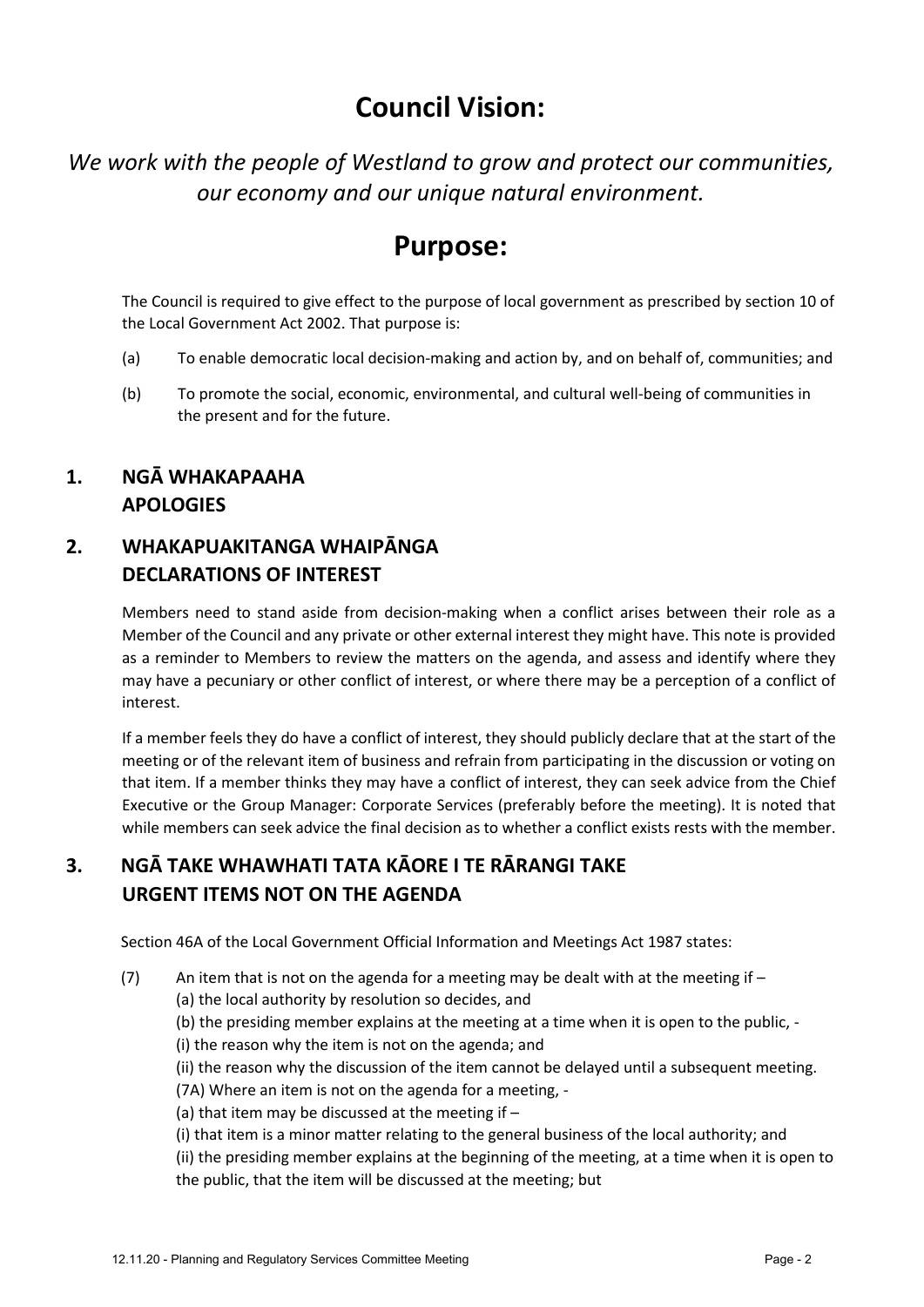# Council Vision:

*We work with the people of Westland to grow and protect our communities, our economy and our unique natural environment.*

# Purpose:

The Council is required to give effect to the purpose of local government as prescribed by section 10 of the Local Government Act 2002. That purpose is:

(a) To enable democratic local decision-making and action by, and on behalf of, communities; and

(b) To promote the social, economic, environmental, and cultural well-being of communities in the present and for the future.

## 1. NGĀ WHAKAPAAHA APOLOGIES

## 2. WHAKAPUAKITANGA WHAIPĀNGA DECLARATIONS OF INTEREST

Members need to stand aside from decision-making when a conflict arises between their role as a Member of the Council and any private or other external interest they might have. This note is provided as a reminder to Members to review the matters on the agenda, and assess and identify where they may have a pecuniary or other conflict of interest, or where there may be a perception of a conflict of interest.

If a member feels they do have a conflict of interest, they should publicly declare that at the start of the meeting or of the relevant item of business and refrain from participating in the discussion or voting on that item. If a member thinks they may have a conflict of interest, they can seek advice from the Chief Executive or the Group Manager: Corporate Services (preferably before the meeting). It is noted that while members can seek advice the final decision as to whether a conflict exists rests with the member.

## 3. NGĀ TAKE WHAWHATI TATA KĀORE I TE RĀRANGI TAKE URGENT ITEMS NOT ON THE AGENDA

Section 46A of the Local Government Official Information and Meetings Act 1987 states:

(7) An item that is not on the agenda for a meeting may be dealt with at the meeting if –
(a) the local authority by resolution so decides, and
(b) the presiding member explains at the meeting at a time when it is open to the public, -
(i) the reason why the item is not on the agenda; and
(ii) the reason why the discussion of the item cannot be delayed until a subsequent meeting.
(7A) Where an item is not on the agenda for a meeting, -
(a) that item may be discussed at the meeting if –
(i) that item is a minor matter relating to the general business of the local authority; and
(ii) the presiding member explains at the beginning of the meeting, at a time when it is open to the public, that the item will be discussed at the meeting; but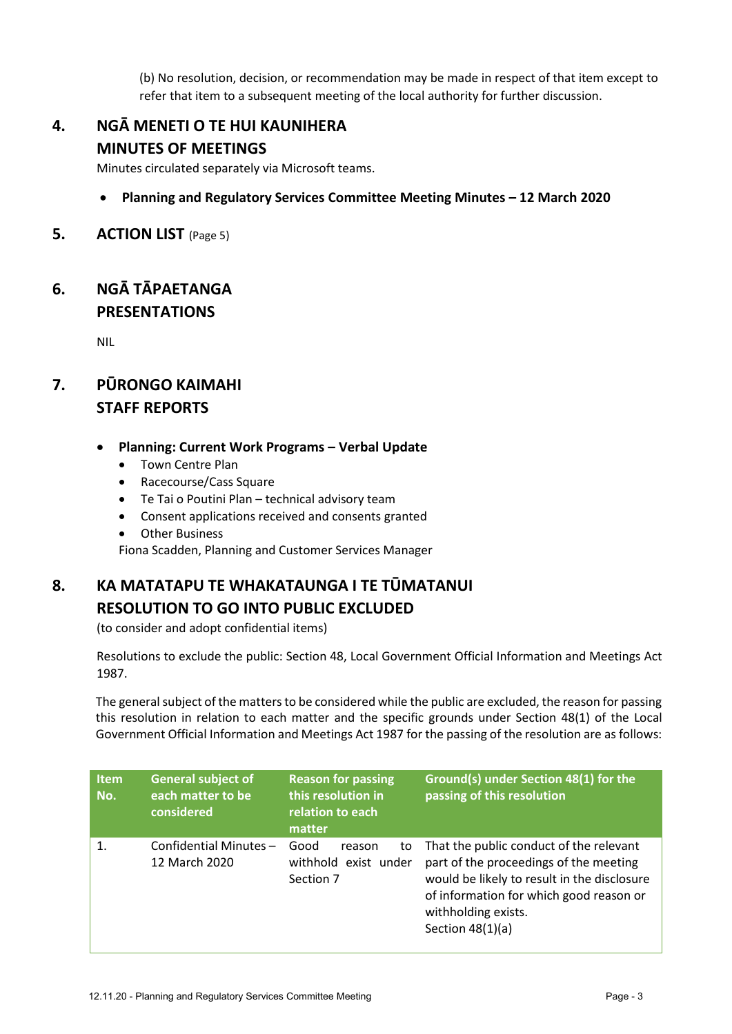(b) No resolution, decision, or recommendation may be made in respect of that item except to refer that item to a subsequent meeting of the local authority for further discussion.

## 4. NGĀ MENETI O TE HUI KAUNIHERA
## MINUTES OF MEETINGS

Minutes circulated separately via Microsoft teams.

- **Planning and Regulatory Services Committee Meeting Minutes – 12 March 2020**

## 5. ACTION LIST (Page 5)

## 6. NGĀ TĀPAETANGA
## PRESENTATIONS

NIL

## 7. PŪRONGO KAIMAHI
## STAFF REPORTS

- **Planning: Current Work Programs – Verbal Update**
  - Town Centre Plan
  - Racecourse/Cass Square
  - Te Tai o Poutini Plan – technical advisory team
  - Consent applications received and consents granted
  - Other Business

  Fiona Scadden, Planning and Customer Services Manager

## 8. KA MATATAPU TE WHAKATAUNGA I TE TŪMATANUI
## RESOLUTION TO GO INTO PUBLIC EXCLUDED

(to consider and adopt confidential items)

Resolutions to exclude the public: Section 48, Local Government Official Information and Meetings Act 1987.

The general subject of the matters to be considered while the public are excluded, the reason for passing this resolution in relation to each matter and the specific grounds under Section 48(1) of the Local Government Official Information and Meetings Act 1987 for the passing of the resolution are as follows:

| Item No. | General subject of each matter to be considered | Reason for passing this resolution in relation to each matter | Ground(s) under Section 48(1) for the passing of this resolution |
| --- | --- | --- | --- |
| 1. | Confidential Minutes – 12 March 2020 | Good reason to withhold exist under Section 7 | That the public conduct of the relevant part of the proceedings of the meeting would be likely to result in the disclosure of information for which good reason or withholding exists. Section 48(1)(a) |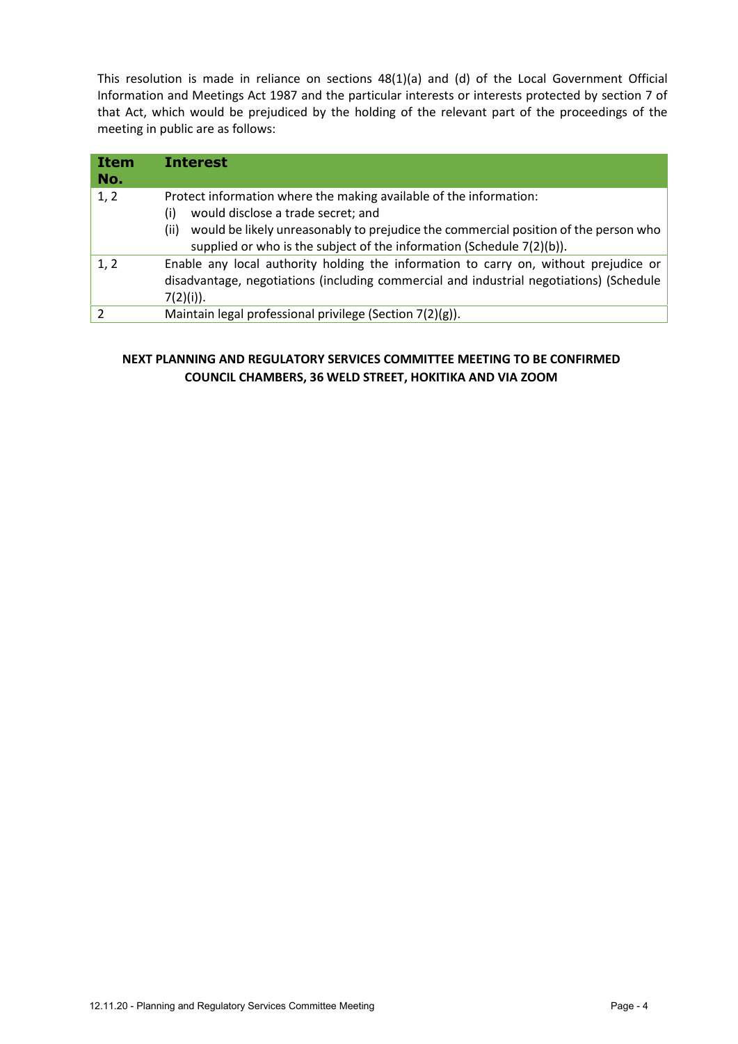This resolution is made in reliance on sections 48(1)(a) and (d) of the Local Government Official Information and Meetings Act 1987 and the particular interests or interests protected by section 7 of that Act, which would be prejudiced by the holding of the relevant part of the proceedings of the meeting in public are as follows:

| Item No. | Interest |
|---|---|
| 1, 2 | Protect information where the making available of the information:<br>(i) would disclose a trade secret; and<br>(ii) would be likely unreasonably to prejudice the commercial position of the person who supplied or who is the subject of the information (Schedule 7(2)(b)). |
| 1, 2 | Enable any local authority holding the information to carry on, without prejudice or disadvantage, negotiations (including commercial and industrial negotiations) (Schedule 7(2)(i)). |
| 2 | Maintain legal professional privilege (Section 7(2)(g)). |

**NEXT PLANNING AND REGULATORY SERVICES COMMITTEE MEETING TO BE CONFIRMED**
**COUNCIL CHAMBERS, 36 WELD STREET, HOKITIKA AND VIA ZOOM**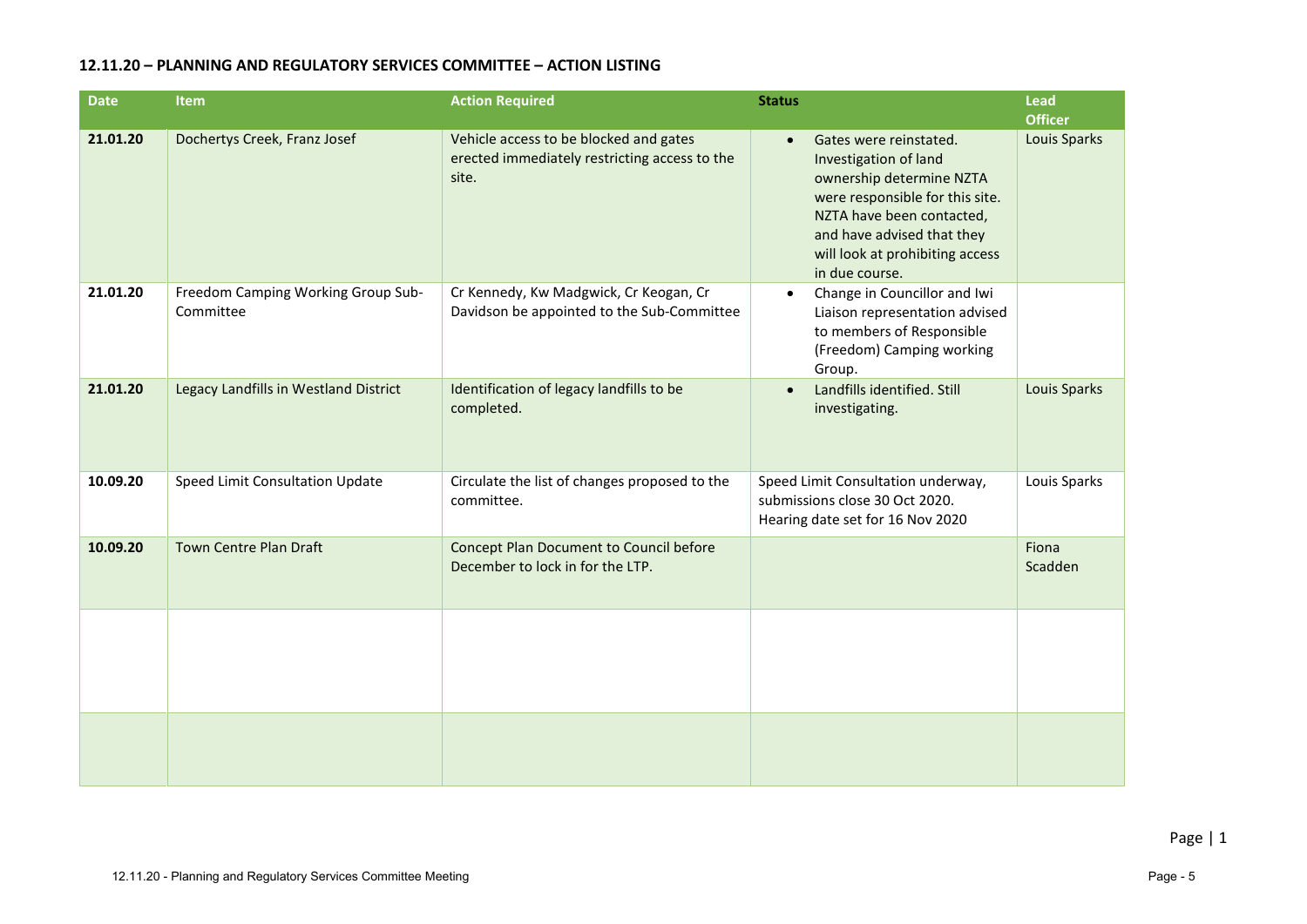**12.11.20 – PLANNING AND REGULATORY SERVICES COMMITTEE – ACTION LISTING**

| Date | Item | Action Required | Status | Lead Officer |
|---|---|---|---|---|
| **21.01.20** | Dochertys Creek, Franz Josef | Vehicle access to be blocked and gates erected immediately restricting access to the site. | • Gates were reinstated. Investigation of land ownership determine NZTA were responsible for this site. NZTA have been contacted, and have advised that they will look at prohibiting access in due course. | Louis Sparks |
| **21.01.20** | Freedom Camping Working Group Sub-Committee | Cr Kennedy, Kw Madgwick, Cr Keogan, Cr Davidson be appointed to the Sub-Committee | • Change in Councillor and Iwi Liaison representation advised to members of Responsible (Freedom) Camping working Group. | |
| **21.01.20** | Legacy Landfills in Westland District | Identification of legacy landfills to be completed. | • Landfills identified. Still investigating. | Louis Sparks |
| **10.09.20** | Speed Limit Consultation Update | Circulate the list of changes proposed to the committee. | Speed Limit Consultation underway, submissions close 30 Oct 2020. Hearing date set for 16 Nov 2020 | Louis Sparks |
| **10.09.20** | Town Centre Plan Draft | Concept Plan Document to Council before December to lock in for the LTP. | | Fiona Scadden |
| | | | | |
| | | | | |